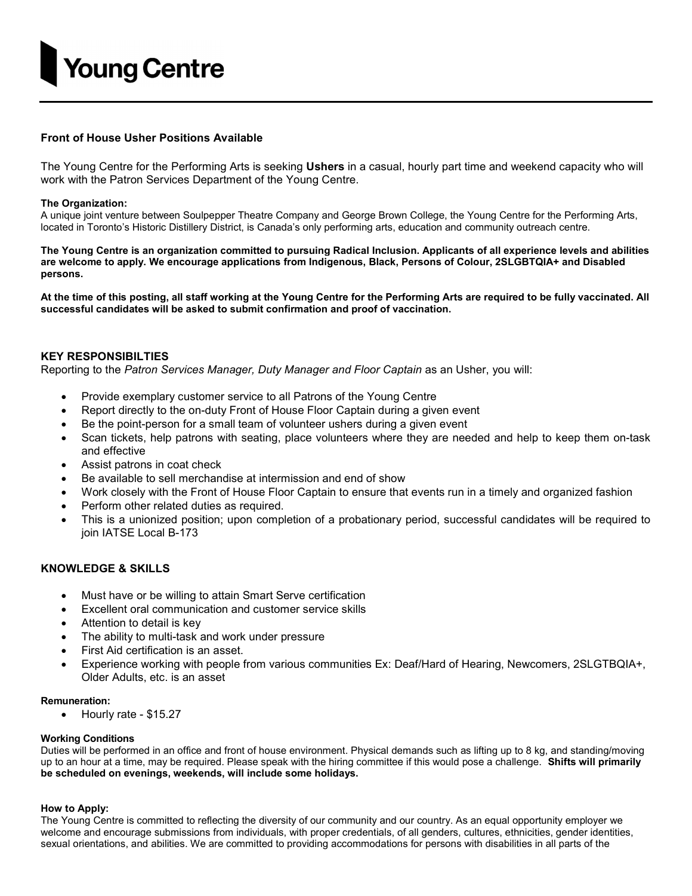# Young Centre

**Front of House Usher Positions Available**

The Young Centre for the Performing Arts is seeking **Ushers** in a casual, hourly part time and weekend capacity who will work with the Patron Services Department of the Young Centre.

**The Organization:**
A unique joint venture between Soulpepper Theatre Company and George Brown College, the Young Centre for the Performing Arts, located in Toronto's Historic Distillery District, is Canada's only performing arts, education and community outreach centre.

**The Young Centre is an organization committed to pursuing Radical Inclusion. Applicants of all experience levels and abilities are welcome to apply. We encourage applications from Indigenous, Black, Persons of Colour, 2SLGBTQIA+ and Disabled persons.**

**At the time of this posting, all staff working at the Young Centre for the Performing Arts are required to be fully vaccinated. All successful candidates will be asked to submit confirmation and proof of vaccination.**

## KEY RESPONSIBILTIES

Reporting to the *Patron Services Manager, Duty Manager and Floor Captain* as an Usher, you will:

- Provide exemplary customer service to all Patrons of the Young Centre
- Report directly to the on-duty Front of House Floor Captain during a given event
- Be the point-person for a small team of volunteer ushers during a given event
- Scan tickets, help patrons with seating, place volunteers where they are needed and help to keep them on-task and effective
- Assist patrons in coat check
- Be available to sell merchandise at intermission and end of show
- Work closely with the Front of House Floor Captain to ensure that events run in a timely and organized fashion
- Perform other related duties as required.
- This is a unionized position; upon completion of a probationary period, successful candidates will be required to join IATSE Local B-173

## KNOWLEDGE & SKILLS

- Must have or be willing to attain Smart Serve certification
- Excellent oral communication and customer service skills
- Attention to detail is key
- The ability to multi-task and work under pressure
- First Aid certification is an asset.
- Experience working with people from various communities Ex: Deaf/Hard of Hearing, Newcomers, 2SLGTBQIA+, Older Adults, etc. is an asset

**Remuneration:**

- Hourly rate - $15.27

**Working Conditions**
Duties will be performed in an office and front of house environment. Physical demands such as lifting up to 8 kg, and standing/moving up to an hour at a time, may be required. Please speak with the hiring committee if this would pose a challenge. **Shifts will primarily be scheduled on evenings, weekends, will include some holidays.**

**How to Apply:**
The Young Centre is committed to reflecting the diversity of our community and our country. As an equal opportunity employer we welcome and encourage submissions from individuals, with proper credentials, of all genders, cultures, ethnicities, gender identities, sexual orientations, and abilities. We are committed to providing accommodations for persons with disabilities in all parts of the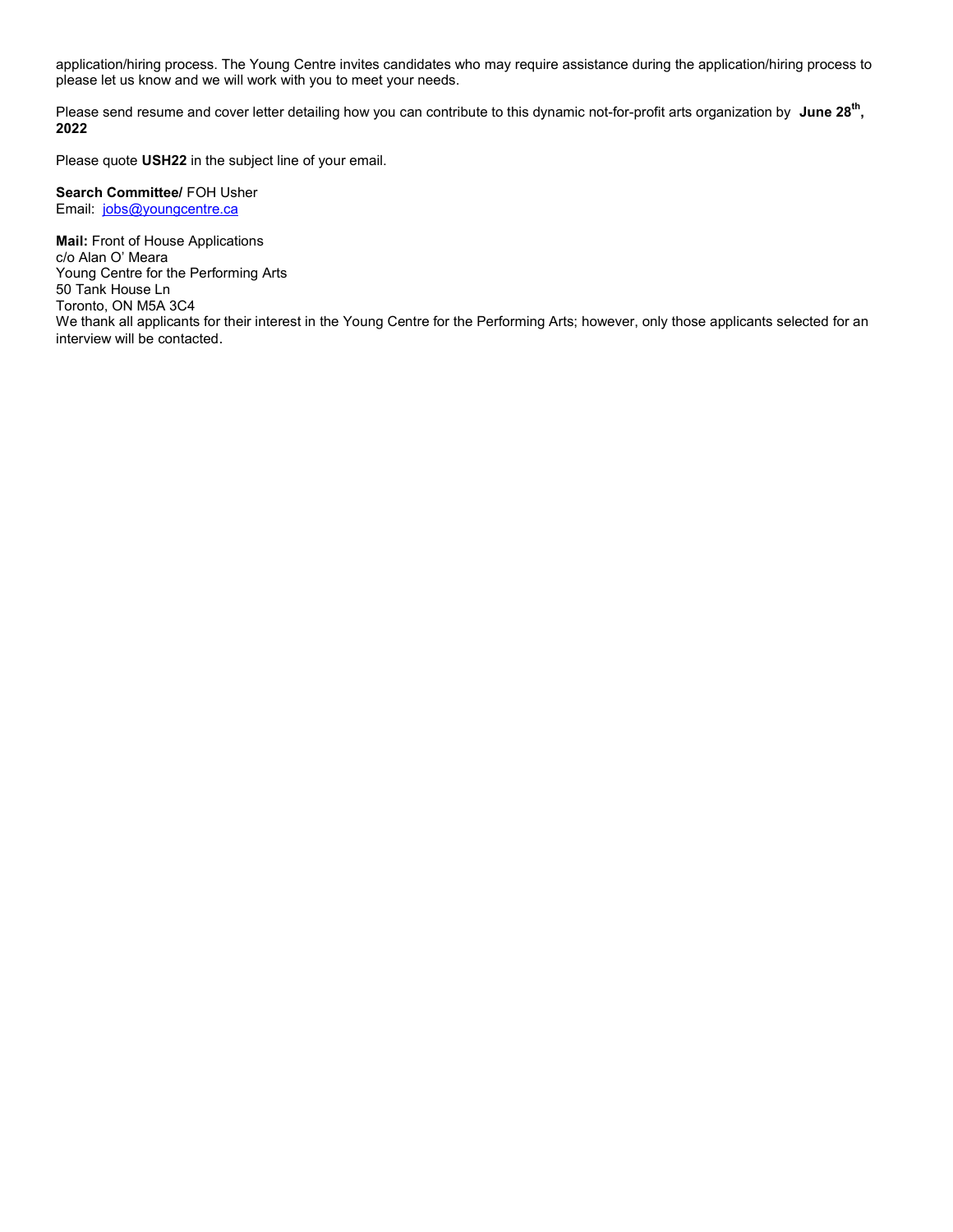application/hiring process. The Young Centre invites candidates who may require assistance during the application/hiring process to please let us know and we will work with you to meet your needs.

Please send resume and cover letter detailing how you can contribute to this dynamic not-for-profit arts organization by **June 28th, 2022**

Please quote **USH22** in the subject line of your email.

**Search Committee/** FOH Usher
Email: jobs@youngcentre.ca

**Mail:** Front of House Applications
c/o Alan O' Meara
Young Centre for the Performing Arts
50 Tank House Ln
Toronto, ON M5A 3C4
We thank all applicants for their interest in the Young Centre for the Performing Arts; however, only those applicants selected for an interview will be contacted.